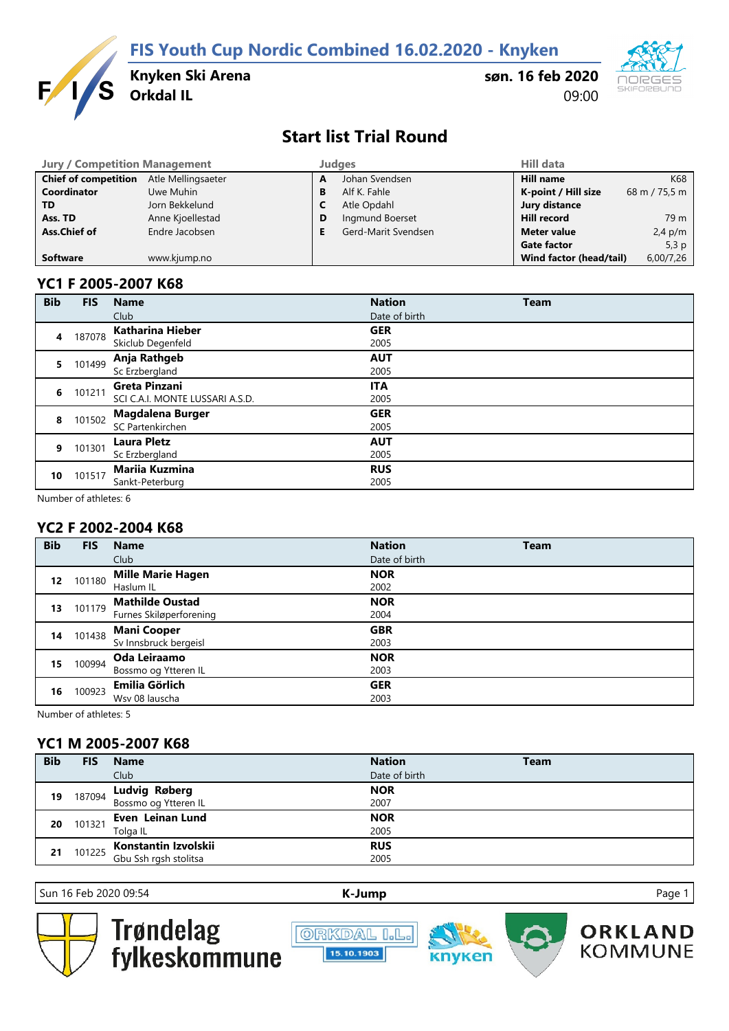# FIS Youth Cup Nordic Combined 16.02.2020 - Knyken

**Knyken Ski Arena**
**Orkdal IL**

**søn. 16 feb 2020**
09:00

## Start list Trial Round

| Jury / Competition Management | | Judges | | Hill data | |
|---|---|---|---|---|---|
| **Chief of competition** | Atle Mellingsaeter | **A** | Johan Svendsen | **Hill name** | K68 |
| **Coordinator** | Uwe Muhin | **B** | Alf K. Fahle | **K-point / Hill size** | 68 m / 75,5 m |
| **TD** | Jorn Bekkelund | **C** | Atle Opdahl | **Jury distance** | |
| **Ass. TD** | Anne Kjoellestad | **D** | Ingmund Boerset | **Hill record** | 79 m |
| **Ass.Chief of** | Endre Jacobsen | **E** | Gerd-Marit Svendsen | **Meter value** | 2,4 p/m |
| | | | | **Gate factor** | 5,3 p |
| **Software** | www.kjump.no | | | **Wind factor (head/tail)** | 6,00/7,26 |

### YC1 F 2005-2007 K68

| Bib | FIS | Name / Club | Nation / Date of birth | Team |
|---|---|---|---|---|
| 4 | 187078 | **Katharina Hieber** Skiclub Degenfeld | **GER** 2005 | |
| 5 | 101499 | **Anja Rathgeb** Sc Erzbergland | **AUT** 2005 | |
| 6 | 101211 | **Greta Pinzani** SCI C.A.I. MONTE LUSSARI A.S.D. | **ITA** 2005 | |
| 8 | 101502 | **Magdalena Burger** SC Partenkirchen | **GER** 2005 | |
| 9 | 101301 | **Laura Pletz** Sc Erzbergland | **AUT** 2005 | |
| 10 | 101517 | **Mariia Kuzmina** Sankt-Peterburg | **RUS** 2005 | |

Number of athletes: 6

### YC2 F 2002-2004 K68

| Bib | FIS | Name / Club | Nation / Date of birth | Team |
|---|---|---|---|---|
| 12 | 101180 | **Mille Marie Hagen** Haslum IL | **NOR** 2002 | |
| 13 | 101179 | **Mathilde Oustad** Furnes Skiløperforening | **NOR** 2004 | |
| 14 | 101438 | **Mani Cooper** Sv Innsbruck bergeisl | **GBR** 2003 | |
| 15 | 100994 | **Oda Leiraamo** Bossmo og Ytteren IL | **NOR** 2003 | |
| 16 | 100923 | **Emilia Görlich** Wsv 08 lauscha | **GER** 2003 | |

Number of athletes: 5

### YC1 M 2005-2007 K68

| Bib | FIS | Name / Club | Nation / Date of birth | Team |
|---|---|---|---|---|
| 19 | 187094 | **Ludvig Røberg** Bossmo og Ytteren IL | **NOR** 2007 | |
| 20 | 101321 | **Even Leinan Lund** Tolga IL | **NOR** 2005 | |
| 21 | 101225 | **Konstantin Izvolskii** Gbu Ssh rgsh stolitsa | **RUS** 2005 | |

Sun 16 Feb 2020 09:54 — **K-Jump**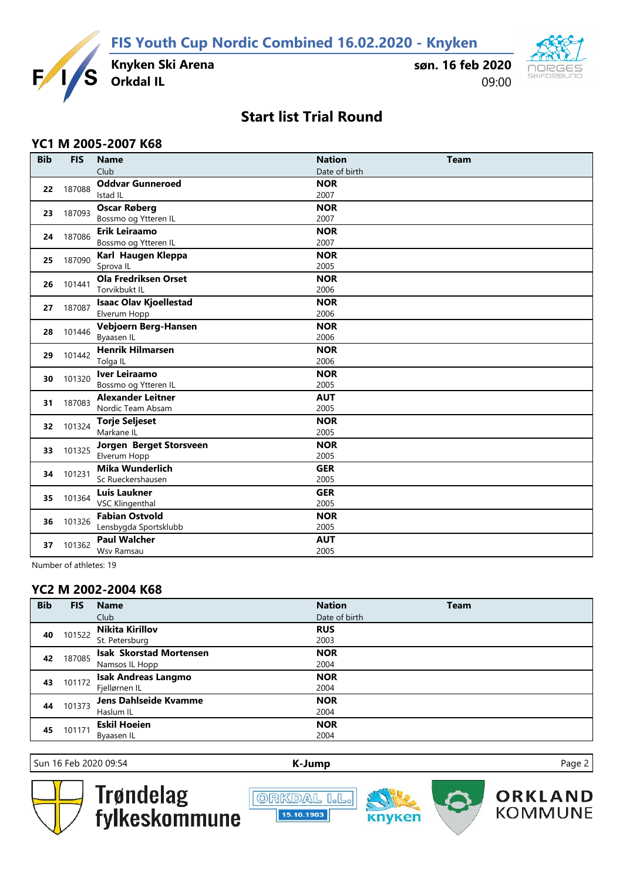## YC1 M 2005-2007 K68

| Bib | FIS | Name<br>Club | Nation<br>Date of birth | Team |
|---|---|---|---|---|
| 22 | 187088 | **Oddvar Gunneroed**<br>Istad IL | **NOR**<br>2007 | |
| 23 | 187093 | **Oscar Røberg**<br>Bossmo og Ytteren IL | **NOR**<br>2007 | |
| 24 | 187086 | **Erik Leiraamo**<br>Bossmo og Ytteren IL | **NOR**<br>2007 | |
| 25 | 187090 | **Karl Haugen Kleppa**<br>Sprova IL | **NOR**<br>2005 | |
| 26 | 101441 | **Ola Fredriksen Orset**<br>Torvikbukt IL | **NOR**<br>2006 | |
| 27 | 187087 | **Isaac Olav Kjoellestad**<br>Elverum Hopp | **NOR**<br>2006 | |
| 28 | 101446 | **Vebjoern Berg-Hansen**<br>Byaasen IL | **NOR**<br>2006 | |
| 29 | 101442 | **Henrik Hilmarsen**<br>Tolga IL | **NOR**<br>2006 | |
| 30 | 101320 | **Iver Leiraamo**<br>Bossmo og Ytteren IL | **NOR**<br>2005 | |
| 31 | 187083 | **Alexander Leitner**<br>Nordic Team Absam | **AUT**<br>2005 | |
| 32 | 101324 | **Torje Seljeset**<br>Markane IL | **NOR**<br>2005 | |
| 33 | 101325 | **Jorgen Berget Storsveen**<br>Elverum Hopp | **NOR**<br>2005 | |
| 34 | 101231 | **Mika Wunderlich**<br>Sc Rueckershausen | **GER**<br>2005 | |
| 35 | 101364 | **Luis Laukner**<br>VSC Klingenthal | **GER**<br>2005 | |
| 36 | 101326 | **Fabian Ostvold**<br>Lensbygda Sportsklubb | **NOR**<br>2005 | |
| 37 | 101362 | **Paul Walcher**<br>Wsv Ramsau | **AUT**<br>2005 | |

Number of athletes: 19

## YC2 M 2002-2004 K68

| Bib | FIS | Name<br>Club | Nation<br>Date of birth | Team |
|---|---|---|---|---|
| 40 | 101522 | **Nikita Kirillov**<br>St. Petersburg | **RUS**<br>2003 | |
| 42 | 187085 | **Isak Skorstad Mortensen**<br>Namsos IL Hopp | **NOR**<br>2004 | |
| 43 | 101172 | **Isak Andreas Langmo**<br>Fjellørnen IL | **NOR**<br>2004 | |
| 44 | 101373 | **Jens Dahlseide Kvamme**<br>Haslum IL | **NOR**<br>2004 | |
| 45 | 101171 | **Eskil Hoeien**<br>Byaasen IL | **NOR**<br>2004 | |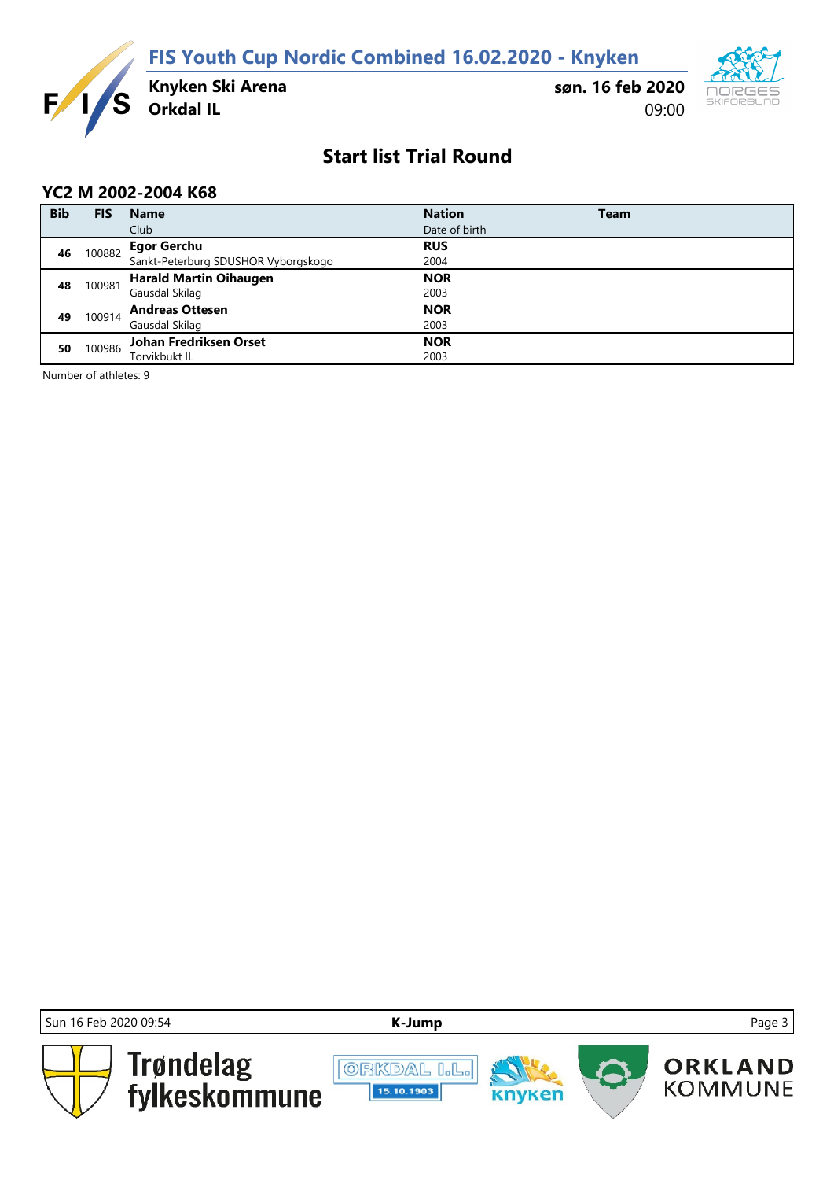# FIS Youth Cup Nordic Combined 16.02.2020 - Knyken

**Knyken Ski Arena**
**Orkdal IL**

**søn. 16 feb 2020**
09:00

## Start list Trial Round

### YC2 M 2002-2004 K68

| Bib | FIS | Name<br>Club | Nation<br>Date of birth | Team |
|---|---|---|---|---|
| 46 | 100882 | **Egor Gerchu**<br>Sankt-Peterburg SDUSHOR Vyborgskogo | **RUS**<br>2004 | |
| 48 | 100981 | **Harald Martin Oihaugen**<br>Gausdal Skilag | **NOR**<br>2003 | |
| 49 | 100914 | **Andreas Ottesen**<br>Gausdal Skilag | **NOR**<br>2003 | |
| 50 | 100986 | **Johan Fredriksen Orset**<br>Torvikbukt IL | **NOR**<br>2003 | |

Number of athletes: 9

Sun 16 Feb 2020 09:54 **K-Jump**